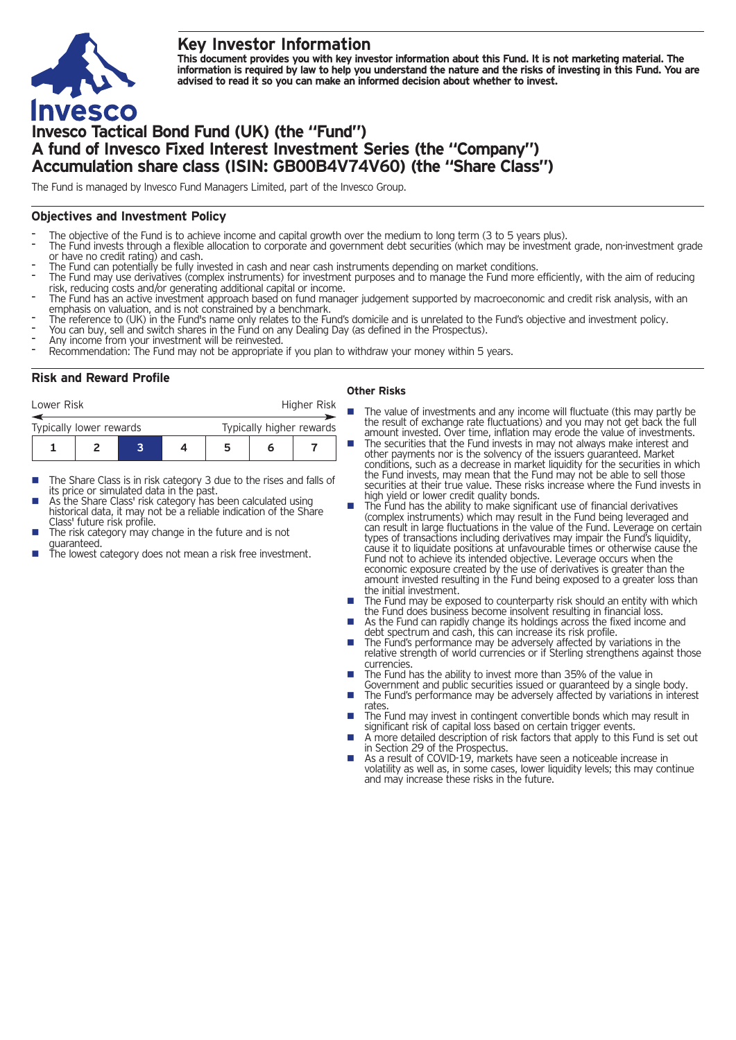# Key Investor Information

**This document provides you with key investor information about this Fund. It is not marketing material. The information is required by law to help you understand the nature and the risks of investing in this Fund. You are advised to read it so you can make an informed decision about whether to invest.**

## Invesco Tactical Bond Fund (UK) (the "Fund")
## A fund of Invesco Fixed Interest Investment Series (the "Company")
## Accumulation share class (ISIN: GB00B4V74V60) (the "Share Class")

The Fund is managed by Invesco Fund Managers Limited, part of the Invesco Group.

### Objectives and Investment Policy

- The objective of the Fund is to achieve income and capital growth over the medium to long term (3 to 5 years plus).
- The Fund invests through a flexible allocation to corporate and government debt securities (which may be investment grade, non-investment grade or have no credit rating) and cash.
- The Fund can potentially be fully invested in cash and near cash instruments depending on market conditions.
- The Fund may use derivatives (complex instruments) for investment purposes and to manage the Fund more efficiently, with the aim of reducing risk, reducing costs and/or generating additional capital or income.
- The Fund has an active investment approach based on fund manager judgement supported by macroeconomic and credit risk analysis, with an emphasis on valuation, and is not constrained by a benchmark.
- The reference to (UK) in the Fund's name only relates to the Fund's domicile and is unrelated to the Fund's objective and investment policy.
- You can buy, sell and switch shares in the Fund on any Dealing Day (as defined in the Prospectus).
- Any income from your investment will be reinvested.
- Recommendation: The Fund may not be appropriate if you plan to withdraw your money within 5 years.

### Risk and Reward Profile

Lower Risk — Higher Risk

Typically lower rewards — Typically higher rewards

| 1 | 2 | **3** | 4 | 5 | 6 | 7 |
|---|---|---|---|---|---|---|

- The Share Class is in risk category 3 due to the rises and falls of its price or simulated data in the past.
- As the Share Class' risk category has been calculated using historical data, it may not be a reliable indication of the Share Class' future risk profile.
- The risk category may change in the future and is not guaranteed.
- The lowest category does not mean a risk free investment.

#### Other Risks

- The value of investments and any income will fluctuate (this may partly be the result of exchange rate fluctuations) and you may not get back the full amount invested. Over time, inflation may erode the value of investments.
- The securities that the Fund invests in may not always make interest and other payments nor is the solvency of the issuers guaranteed. Market conditions, such as a decrease in market liquidity for the securities in which the Fund invests, may mean that the Fund may not be able to sell those securities at their true value. These risks increase where the Fund invests in high yield or lower credit quality bonds.
- The Fund has the ability to make significant use of financial derivatives (complex instruments) which may result in the Fund being leveraged and can result in large fluctuations in the value of the Fund. Leverage on certain types of transactions including derivatives may impair the Fund's liquidity, cause it to liquidate positions at unfavourable times or otherwise cause the Fund not to achieve its intended objective. Leverage occurs when the economic exposure created by the use of derivatives is greater than the amount invested resulting in the Fund being exposed to a greater loss than the initial investment.
- The Fund may be exposed to counterparty risk should an entity with which the Fund does business become insolvent resulting in financial loss.
- As the Fund can rapidly change its holdings across the fixed income and debt spectrum and cash, this can increase its risk profile.
- The Fund's performance may be adversely affected by variations in the relative strength of world currencies or if Sterling strengthens against those currencies.
- The Fund has the ability to invest more than 35% of the value in Government and public securities issued or guaranteed by a single body.
- The Fund's performance may be adversely affected by variations in interest rates.
- The Fund may invest in contingent convertible bonds which may result in significant risk of capital loss based on certain trigger events.
- A more detailed description of risk factors that apply to this Fund is set out in Section 29 of the Prospectus.
- As a result of COVID-19, markets have seen a noticeable increase in volatility as well as, in some cases, lower liquidity levels; this may continue and may increase these risks in the future.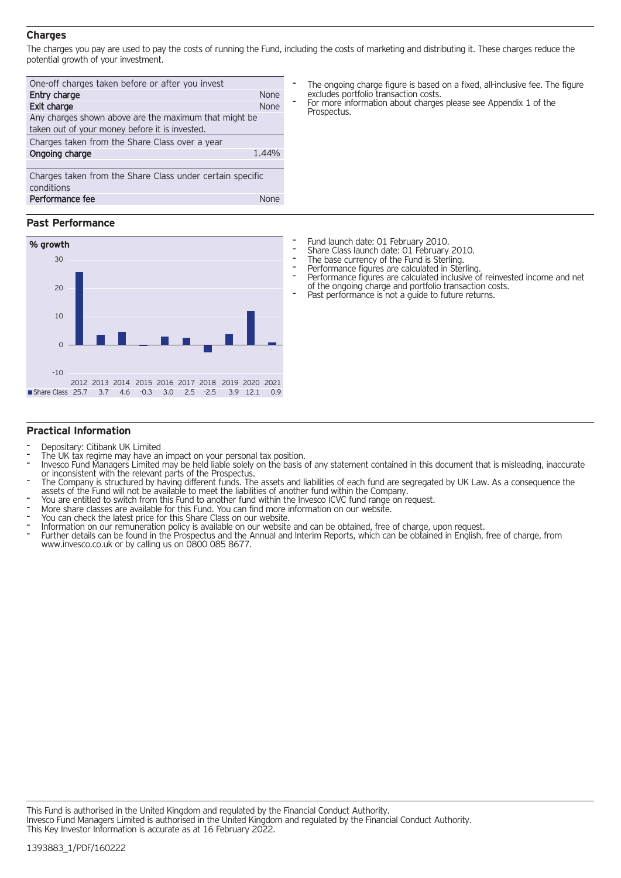## Charges

The charges you pay are used to pay the costs of running the Fund, including the costs of marketing and distributing it. These charges reduce the potential growth of your investment.

| One-off charges taken before or after you invest | |
|---|---|
| **Entry charge** | None |
| **Exit charge** | None |
| Any charges shown above are the maximum that might be taken out of your money before it is invested. | |
| Charges taken from the Share Class over a year | |
| **Ongoing charge** | 1.44% |
| Charges taken from the Share Class under certain specific conditions | |
| **Performance fee** | None |

- The ongoing charge figure is based on a fixed, all-inclusive fee. The figure excludes portfolio transaction costs.
- For more information about charges please see Appendix 1 of the Prospectus.

## Past Performance

% growth

30
20
10
0
-10

2012 2013 2014 2015 2016 2017 2018 2019 2020 2021

Share Class 25.7 3.7 4.6 -0.3 3.0 2.5 -2.5 3.9 12.1 0.9

- Fund launch date: 01 February 2010.
- Share Class launch date: 01 February 2010.
- The base currency of the Fund is Sterling.
- Performance figures are calculated in Sterling.
- Performance figures are calculated inclusive of reinvested income and net of the ongoing charge and portfolio transaction costs.
- Past performance is not a guide to future returns.

## Practical Information

- Depositary: Citibank UK Limited
- The UK tax regime may have an impact on your personal tax position.
- Invesco Fund Managers Limited may be held liable solely on the basis of any statement contained in this document that is misleading, inaccurate or inconsistent with the relevant parts of the Prospectus.
- The Company is structured by having different funds. The assets and liabilities of each fund are segregated by UK Law. As a consequence the assets of the Fund will not be available to meet the liabilities of another fund within the Company.
- You are entitled to switch from this Fund to another fund within the Invesco ICVC fund range on request.
- More share classes are available for this Fund. You can find more information on our website.
- You can check the latest price for this Share Class on our website.
- Information on our remuneration policy is available on our website and can be obtained, free of charge, upon request.
- Further details can be found in the Prospectus and the Annual and Interim Reports, which can be obtained in English, free of charge, from www.invesco.co.uk or by calling us on 0800 085 8677.

This Fund is authorised in the United Kingdom and regulated by the Financial Conduct Authority.
Invesco Fund Managers Limited is authorised in the United Kingdom and regulated by the Financial Conduct Authority.
This Key Investor Information is accurate as at 16 February 2022.

1393883_1/PDF/160222